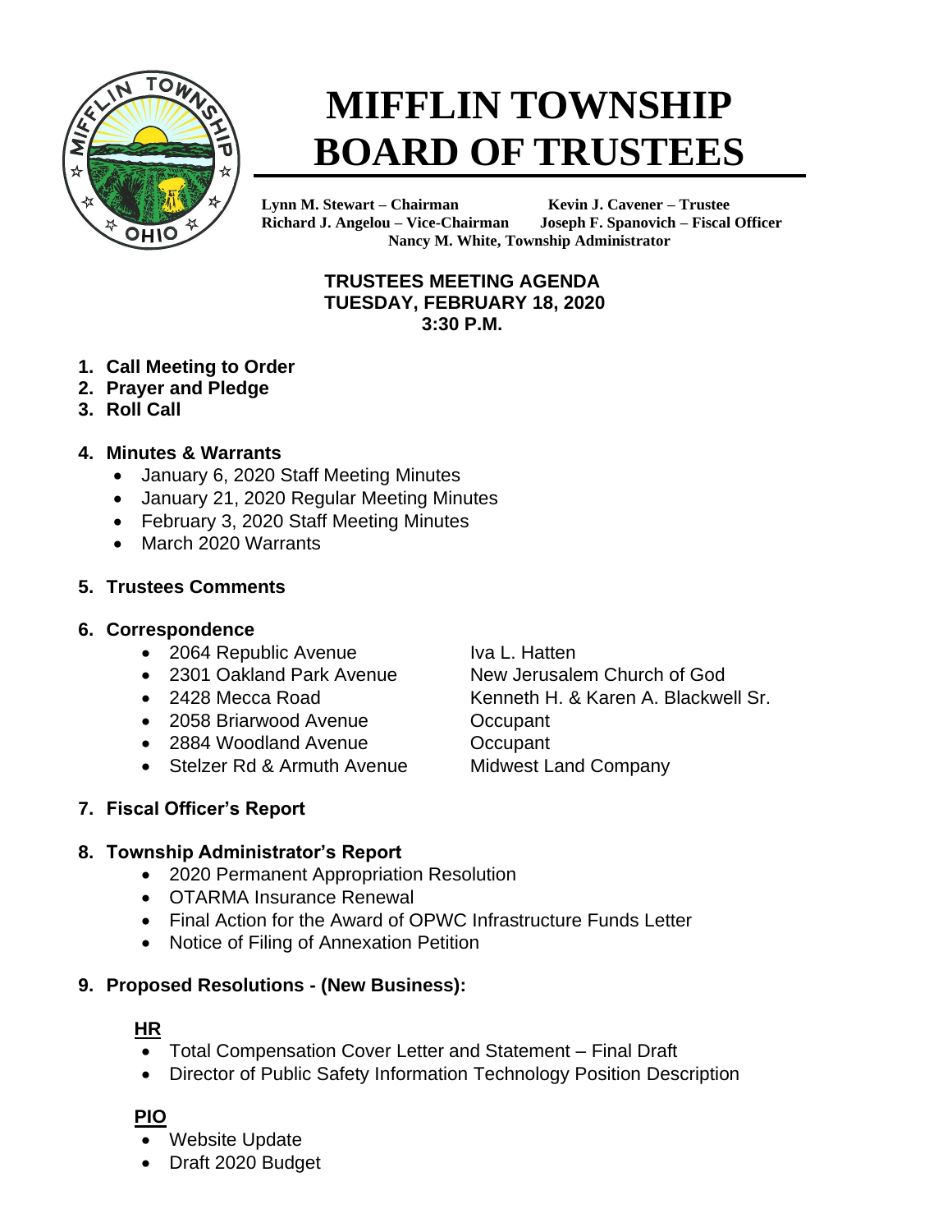# MIFFLIN TOWNSHIP BOARD OF TRUSTEES

**Lynn M. Stewart – Chairman**  
**Kevin J. Cavener – Trustee**  
**Richard J. Angelou – Vice-Chairman**  
**Joseph F. Spanovich – Fiscal Officer**  
**Nancy M. White, Township Administrator**

## TRUSTEES MEETING AGENDA
## TUESDAY, FEBRUARY 18, 2020
## 3:30 P.M.

1. **Call Meeting to Order**
2. **Prayer and Pledge**
3. **Roll Call**

4. **Minutes & Warrants**
   - January 6, 2020 Staff Meeting Minutes
   - January 21, 2020 Regular Meeting Minutes
   - February 3, 2020 Staff Meeting Minutes
   - March 2020 Warrants

5. **Trustees Comments**

6. **Correspondence**
   - 2064 Republic Avenue — Iva L. Hatten
   - 2301 Oakland Park Avenue — New Jerusalem Church of God
   - 2428 Mecca Road — Kenneth H. & Karen A. Blackwell Sr.
   - 2058 Briarwood Avenue — Occupant
   - 2884 Woodland Avenue — Occupant
   - Stelzer Rd & Armuth Avenue — Midwest Land Company

7. **Fiscal Officer's Report**

8. **Township Administrator's Report**
   - 2020 Permanent Appropriation Resolution
   - OTARMA Insurance Renewal
   - Final Action for the Award of OPWC Infrastructure Funds Letter
   - Notice of Filing of Annexation Petition

9. **Proposed Resolutions - (New Business):**

   **HR**
   - Total Compensation Cover Letter and Statement – Final Draft
   - Director of Public Safety Information Technology Position Description

   **PIO**
   - Website Update
   - Draft 2020 Budget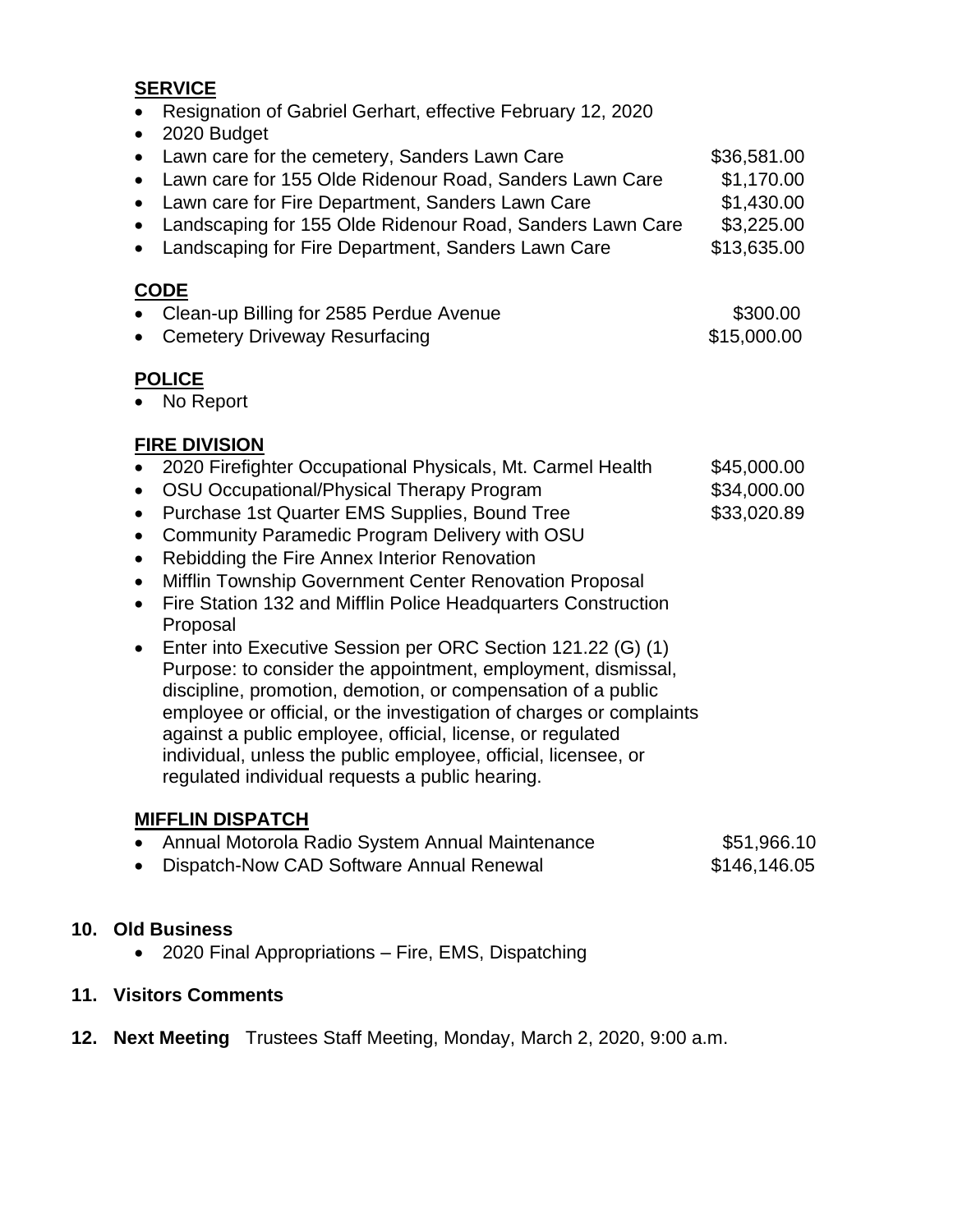**SERVICE**

- Resignation of Gabriel Gerhart, effective February 12, 2020
- 2020 Budget
- Lawn care for the cemetery, Sanders Lawn Care $36,581.00
- Lawn care for 155 Olde Ridenour Road, Sanders Lawn Care $1,170.00
- Lawn care for Fire Department, Sanders Lawn Care $1,430.00
- Landscaping for 155 Olde Ridenour Road, Sanders Lawn Care $3,225.00
- Landscaping for Fire Department, Sanders Lawn Care $13,635.00

**CODE**

- Clean-up Billing for 2585 Perdue Avenue $300.00
- Cemetery Driveway Resurfacing $15,000.00

**POLICE**

- No Report

**FIRE DIVISION**

- 2020 Firefighter Occupational Physicals, Mt. Carmel Health $45,000.00
- OSU Occupational/Physical Therapy Program $34,000.00
- Purchase 1st Quarter EMS Supplies, Bound Tree $33,020.89
- Community Paramedic Program Delivery with OSU
- Rebidding the Fire Annex Interior Renovation
- Mifflin Township Government Center Renovation Proposal
- Fire Station 132 and Mifflin Police Headquarters Construction Proposal
- Enter into Executive Session per ORC Section 121.22 (G) (1) Purpose: to consider the appointment, employment, dismissal, discipline, promotion, demotion, or compensation of a public employee or official, or the investigation of charges or complaints against a public employee, official, license, or regulated individual, unless the public employee, official, licensee, or regulated individual requests a public hearing.

**MIFFLIN DISPATCH**

- Annual Motorola Radio System Annual Maintenance $51,966.10
- Dispatch-Now CAD Software Annual Renewal $146,146.05

**10. Old Business**

- 2020 Final Appropriations – Fire, EMS, Dispatching

**11. Visitors Comments**

**12. Next Meeting** Trustees Staff Meeting, Monday, March 2, 2020, 9:00 a.m.